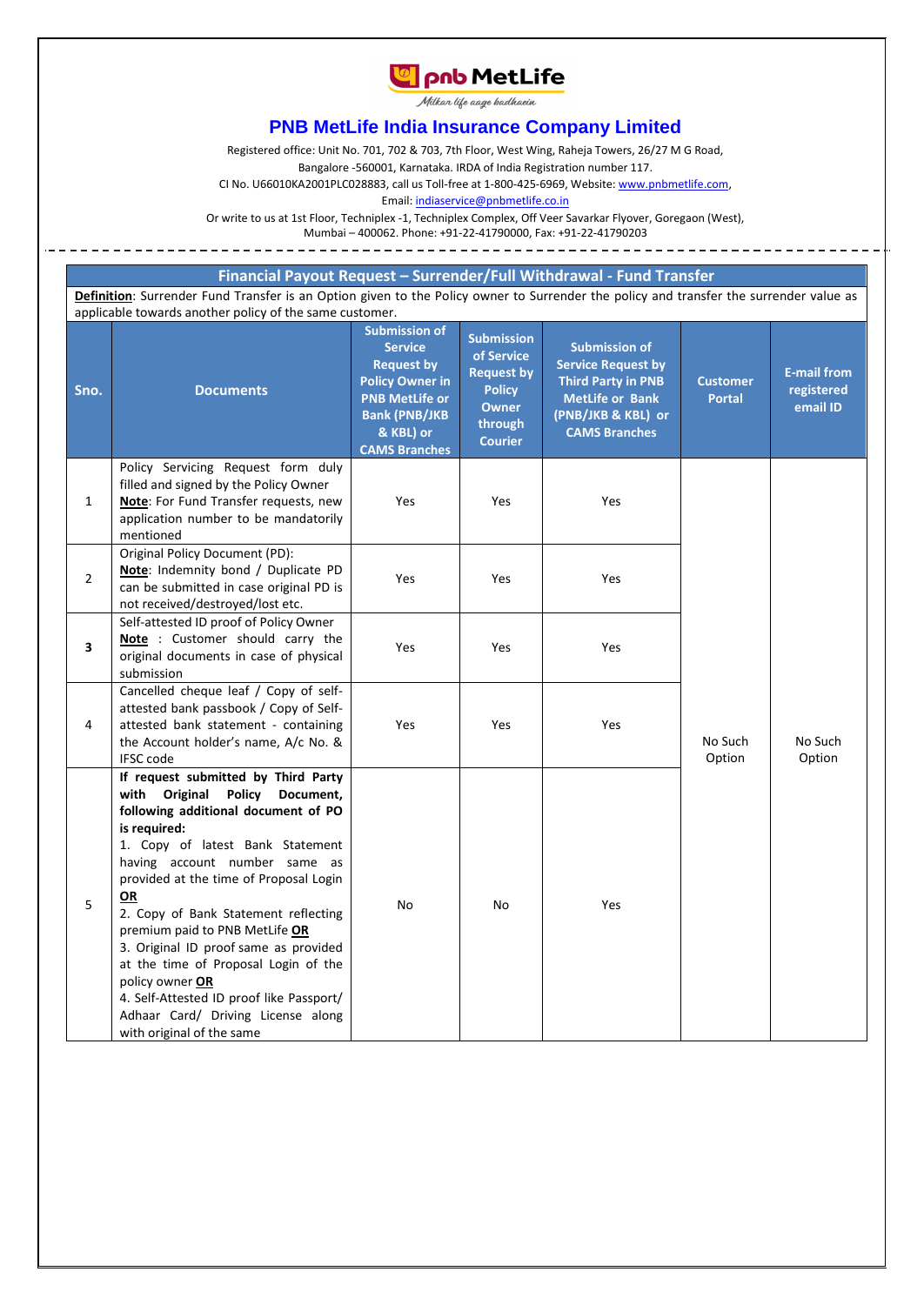# PNB MetLife India Insurance Company Limited

Registered office: Unit No. 701, 702 & 703, 7th Floor, West Wing, Raheja Towers, 26/27 M G Road, Bangalore -560001, Karnataka. IRDA of India Registration number 117.
CI No. U66010KA2001PLC028883, call us Toll-free at 1-800-425-6969, Website: www.pnbmetlife.com,
Email: indiaservice@pnbmetlife.co.in
Or write to us at 1st Floor, Techniplex -1, Techniplex Complex, Off Veer Savarkar Flyover, Goregaon (West), Mumbai – 400062. Phone: +91-22-41790000, Fax: +91-22-41790203

## Financial Payout Request – Surrender/Full Withdrawal - Fund Transfer

**Definition**: Surrender Fund Transfer is an Option given to the Policy owner to Surrender the policy and transfer the surrender value as applicable towards another policy of the same customer.

| Sno. | Documents | Submission of Service Request by Policy Owner in PNB MetLife or Bank (PNB/JKB & KBL) or CAMS Branches | Submission of Service Request by Policy Owner through Courier | Submission of Service Request by Third Party in PNB MetLife or Bank (PNB/JKB & KBL) or CAMS Branches | Customer Portal | E-mail from registered email ID |
|---|---|---|---|---|---|---|
| 1 | Policy Servicing Request form duly filled and signed by the Policy Owner **Note**: For Fund Transfer requests, new application number to be mandatorily mentioned | Yes | Yes | Yes | No Such Option | No Such Option |
| 2 | Original Policy Document (PD): **Note**: Indemnity bond / Duplicate PD can be submitted in case original PD is not received/destroyed/lost etc. | Yes | Yes | Yes | | |
| **3** | Self-attested ID proof of Policy Owner **Note** : Customer should carry the original documents in case of physical submission | Yes | Yes | Yes | | |
| 4 | Cancelled cheque leaf / Copy of self-attested bank passbook / Copy of Self-attested bank statement - containing the Account holder's name, A/c No. & IFSC code | Yes | Yes | Yes | | |
| 5 | **If request submitted by Third Party with Original Policy Document, following additional document of PO is required:** 1. Copy of latest Bank Statement having account number same as provided at the time of Proposal Login **OR** 2. Copy of Bank Statement reflecting premium paid to PNB MetLife **OR** 3. Original ID proof same as provided at the time of Proposal Login of the policy owner **OR** 4. Self-Attested ID proof like Passport/ Adhaar Card/ Driving License along with original of the same | No | No | Yes | | |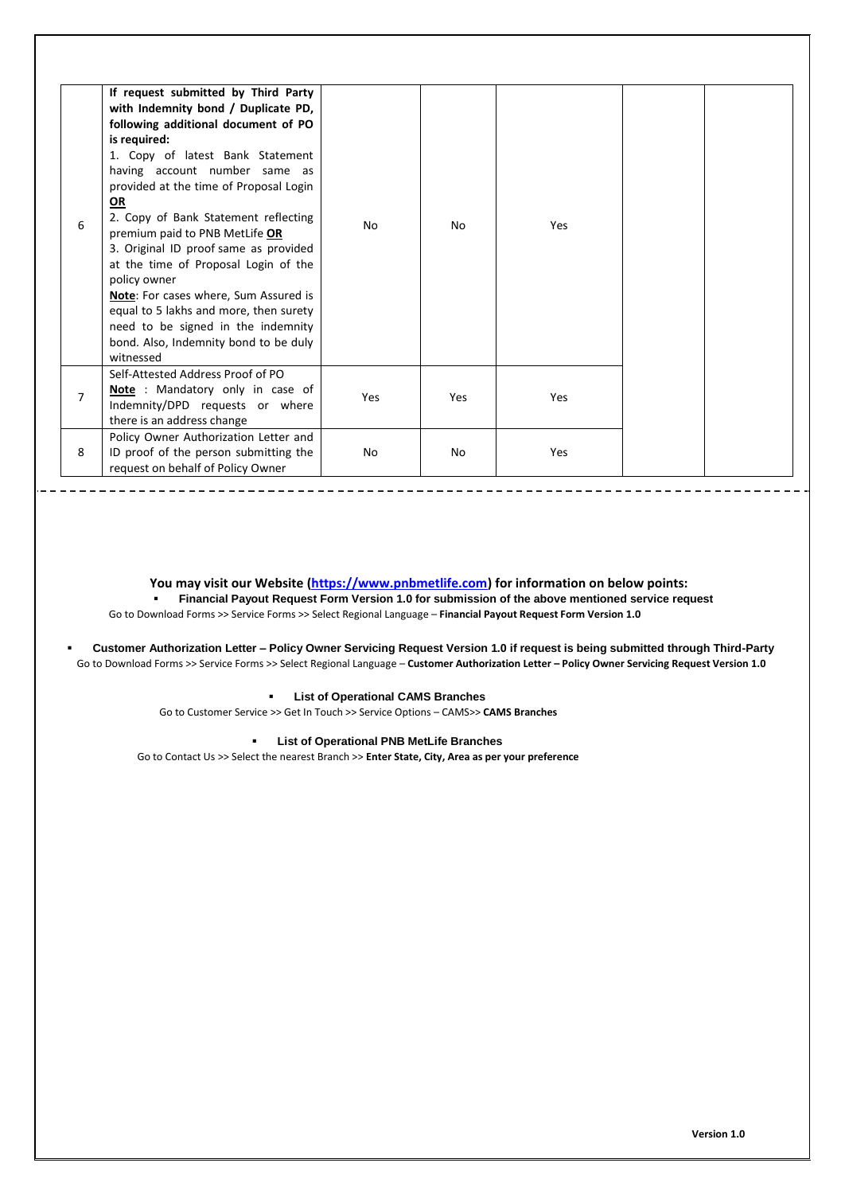| | | | | | | |
|---|---|---|---|---|---|---|
| 6 | **If request submitted by Third Party with Indemnity bond / Duplicate PD, following additional document of PO is required:**<br>1. Copy of latest Bank Statement having account number same as provided at the time of Proposal Login **OR**<br>2. Copy of Bank Statement reflecting premium paid to PNB MetLife **OR**<br>3. Original ID proof same as provided at the time of Proposal Login of the policy owner<br>**Note**: For cases where, Sum Assured is equal to 5 lakhs and more, then surety need to be signed in the indemnity bond. Also, Indemnity bond to be duly witnessed | No | No | Yes | | |
| 7 | Self-Attested Address Proof of PO<br>**Note** : Mandatory only in case of Indemnity/DPD requests or where there is an address change | Yes | Yes | Yes | | |
| 8 | Policy Owner Authorization Letter and ID proof of the person submitting the request on behalf of Policy Owner | No | No | Yes | | |

**You may visit our Website (https://www.pnbmetlife.com) for information on below points:**

- **Financial Payout Request Form Version 1.0 for submission of the above mentioned service request**
  Go to Download Forms >> Service Forms >> Select Regional Language – **Financial Payout Request Form Version 1.0**

- **Customer Authorization Letter – Policy Owner Servicing Request Version 1.0 if request is being submitted through Third-Party**
  Go to Download Forms >> Service Forms >> Select Regional Language – **Customer Authorization Letter – Policy Owner Servicing Request Version 1.0**

- **List of Operational CAMS Branches**
  Go to Customer Service >> Get In Touch >> Service Options – CAMS>> **CAMS Branches**

- **List of Operational PNB MetLife Branches**
  Go to Contact Us >> Select the nearest Branch >> **Enter State, City, Area as per your preference**

**Version 1.0**